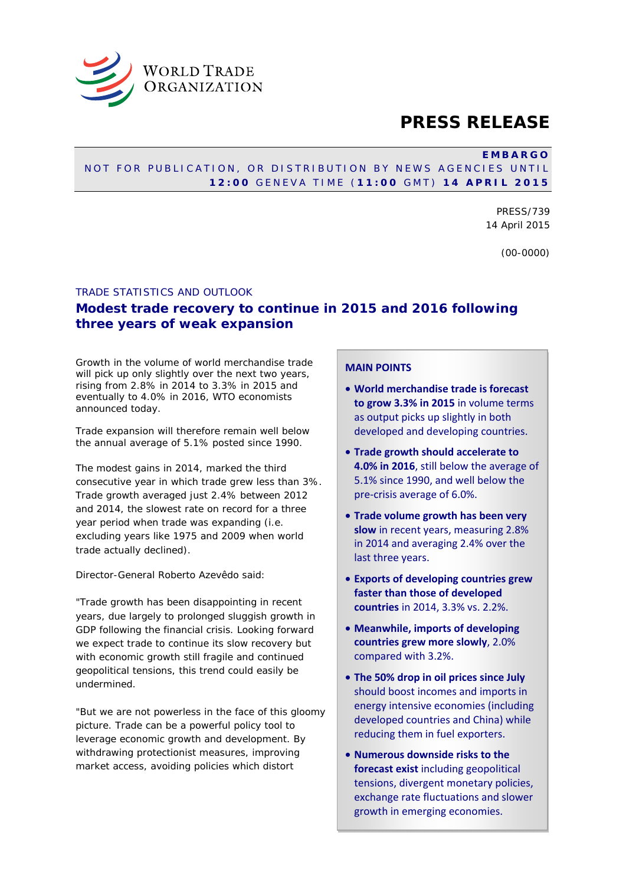WORLD TRADE ORGANIZATION

# PRESS RELEASE

**EMBARGO**
NOT FOR PUBLICATION, OR DISTRIBUTION BY NEWS AGENCIES UNTIL
**12:00** GENEVA TIME (**11:00** GMT) **14 APRIL 2015**

PRESS/739
14 April 2015

(00-0000)

TRADE STATISTICS AND OUTLOOK

## Modest trade recovery to continue in 2015 and 2016 following three years of weak expansion

Growth in the volume of world merchandise trade will pick up only slightly over the next two years, rising from 2.8% in 2014 to 3.3% in 2015 and eventually to 4.0% in 2016, WTO economists announced today.

Trade expansion will therefore remain well below the annual average of 5.1% posted since 1990.

The modest gains in 2014, marked the third consecutive year in which trade grew less than 3%. Trade growth averaged just 2.4% between 2012 and 2014, the slowest rate on record for a three year period when trade was expanding (i.e. excluding years like 1975 and 2009 when world trade actually declined).

Director-General Roberto Azevêdo said:

"Trade growth has been disappointing in recent years, due largely to prolonged sluggish growth in GDP following the financial crisis. Looking forward we expect trade to continue its slow recovery but with economic growth still fragile and continued geopolitical tensions, this trend could easily be undermined.

"But we are not powerless in the face of this gloomy picture. Trade can be a powerful policy tool to leverage economic growth and development. By withdrawing protectionist measures, improving market access, avoiding policies which distort

### MAIN POINTS

- **World merchandise trade is forecast to grow 3.3% in 2015** in volume terms as output picks up slightly in both developed and developing countries.
- **Trade growth should accelerate to 4.0% in 2016**, still below the average of 5.1% since 1990, and well below the pre-crisis average of 6.0%.
- **Trade volume growth has been very slow** in recent years, measuring 2.8% in 2014 and averaging 2.4% over the last three years.
- **Exports of developing countries grew faster than those of developed countries** in 2014, 3.3% vs. 2.2%.
- **Meanwhile, imports of developing countries grew more slowly**, 2.0% compared with 3.2%.
- **The 50% drop in oil prices since July** should boost incomes and imports in energy intensive economies (including developed countries and China) while reducing them in fuel exporters.
- **Numerous downside risks to the forecast exist** including geopolitical tensions, divergent monetary policies, exchange rate fluctuations and slower growth in emerging economies.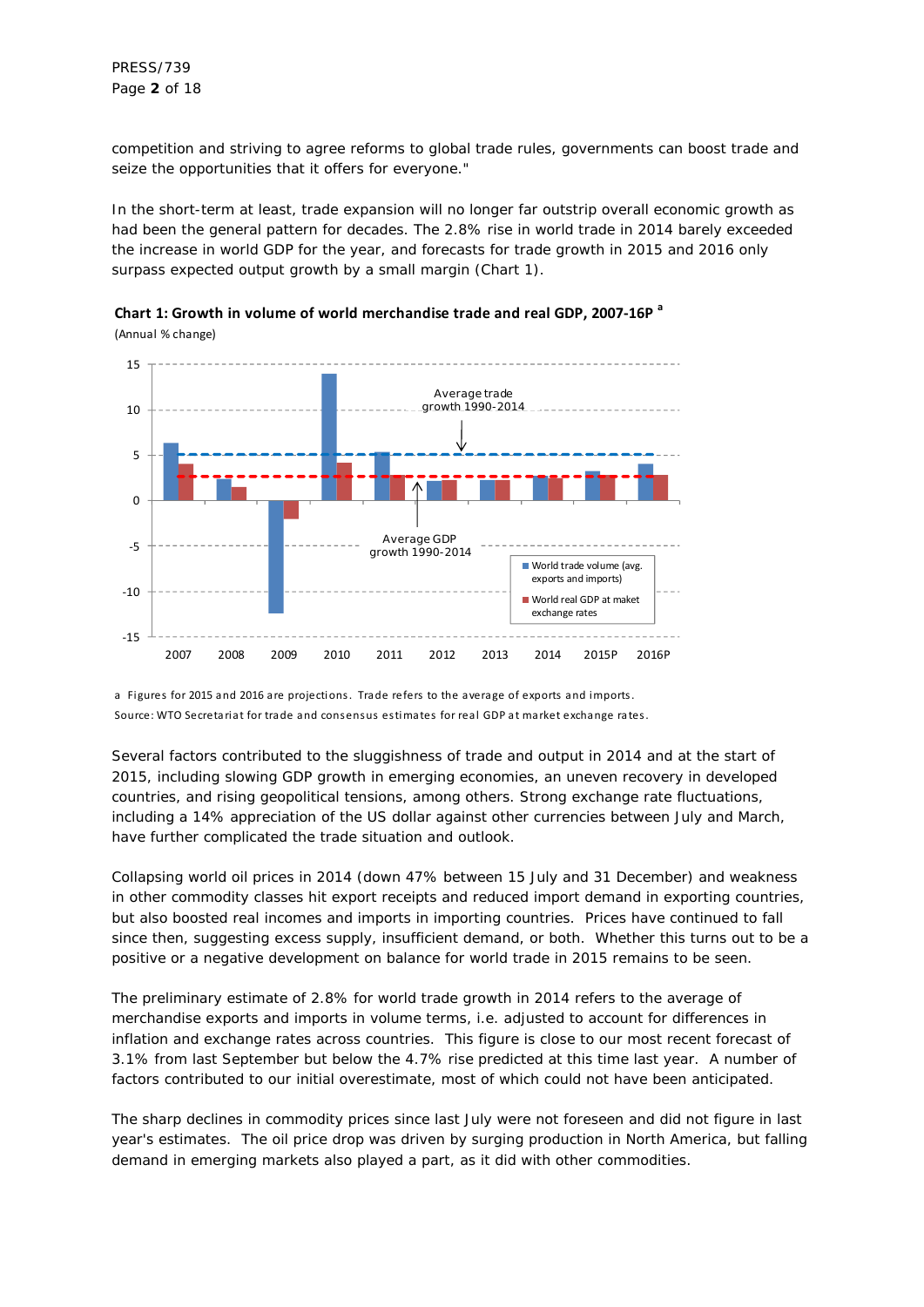competition and striving to agree reforms to global trade rules, governments can boost trade and seize the opportunities that it offers for everyone."

In the short-term at least, trade expansion will no longer far outstrip overall economic growth as had been the general pattern for decades. The 2.8% rise in world trade in 2014 barely exceeded the increase in world GDP for the year, and forecasts for trade growth in 2015 and 2016 only surpass expected output growth by a small margin (Chart 1).

**Chart 1: Growth in volume of world merchandise trade and real GDP, 2007-16P [a]**

(Annual % change)

a Figures for 2015 and 2016 are projections. Trade refers to the average of exports and imports.

Source: WTO Secretariat for trade and consensus estimates for real GDP at market exchange rates.

Several factors contributed to the sluggishness of trade and output in 2014 and at the start of 2015, including slowing GDP growth in emerging economies, an uneven recovery in developed countries, and rising geopolitical tensions, among others. Strong exchange rate fluctuations, including a 14% appreciation of the US dollar against other currencies between July and March, have further complicated the trade situation and outlook.

Collapsing world oil prices in 2014 (down 47% between 15 July and 31 December) and weakness in other commodity classes hit export receipts and reduced import demand in exporting countries, but also boosted real incomes and imports in importing countries. Prices have continued to fall since then, suggesting excess supply, insufficient demand, or both. Whether this turns out to be a positive or a negative development on balance for world trade in 2015 remains to be seen.

The preliminary estimate of 2.8% for world trade growth in 2014 refers to the average of merchandise exports and imports in volume terms, i.e. adjusted to account for differences in inflation and exchange rates across countries. This figure is close to our most recent forecast of 3.1% from last September but below the 4.7% rise predicted at this time last year. A number of factors contributed to our initial overestimate, most of which could not have been anticipated.

The sharp declines in commodity prices since last July were not foreseen and did not figure in last year's estimates. The oil price drop was driven by surging production in North America, but falling demand in emerging markets also played a part, as it did with other commodities.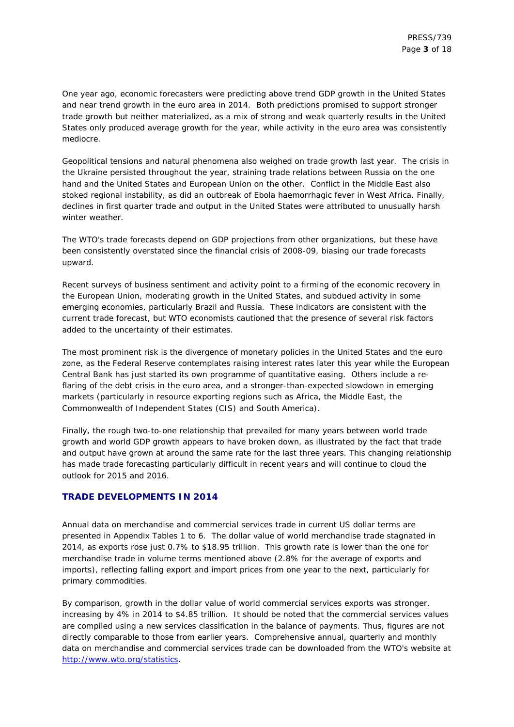One year ago, economic forecasters were predicting above trend GDP growth in the United States and near trend growth in the euro area in 2014. Both predictions promised to support stronger trade growth but neither materialized, as a mix of strong and weak quarterly results in the United States only produced average growth for the year, while activity in the euro area was consistently mediocre.

Geopolitical tensions and natural phenomena also weighed on trade growth last year. The crisis in the Ukraine persisted throughout the year, straining trade relations between Russia on the one hand and the United States and European Union on the other. Conflict in the Middle East also stoked regional instability, as did an outbreak of Ebola haemorrhagic fever in West Africa. Finally, declines in first quarter trade and output in the United States were attributed to unusually harsh winter weather.

The WTO's trade forecasts depend on GDP projections from other organizations, but these have been consistently overstated since the financial crisis of 2008-09, biasing our trade forecasts upward.

Recent surveys of business sentiment and activity point to a firming of the economic recovery in the European Union, moderating growth in the United States, and subdued activity in some emerging economies, particularly Brazil and Russia. These indicators are consistent with the current trade forecast, but WTO economists cautioned that the presence of several risk factors added to the uncertainty of their estimates.

The most prominent risk is the divergence of monetary policies in the United States and the euro zone, as the Federal Reserve contemplates raising interest rates later this year while the European Central Bank has just started its own programme of quantitative easing. Others include a re-flaring of the debt crisis in the euro area, and a stronger-than-expected slowdown in emerging markets (particularly in resource exporting regions such as Africa, the Middle East, the Commonwealth of Independent States (CIS) and South America).

Finally, the rough two-to-one relationship that prevailed for many years between world trade growth and world GDP growth appears to have broken down, as illustrated by the fact that trade and output have grown at around the same rate for the last three years. This changing relationship has made trade forecasting particularly difficult in recent years and will continue to cloud the outlook for 2015 and 2016.

## TRADE DEVELOPMENTS IN 2014

Annual data on merchandise and commercial services trade in current US dollar terms are presented in Appendix Tables 1 to 6. The dollar value of world merchandise trade stagnated in 2014, as exports rose just 0.7% to $18.95 trillion. This growth rate is lower than the one for merchandise trade in volume terms mentioned above (2.8% for the average of exports and imports), reflecting falling export and import prices from one year to the next, particularly for primary commodities.

By comparison, growth in the dollar value of world commercial services exports was stronger, increasing by 4% in 2014 to $4.85 trillion. It should be noted that the commercial services values are compiled using a new services classification in the balance of payments. Thus, figures are not directly comparable to those from earlier years. Comprehensive annual, quarterly and monthly data on merchandise and commercial services trade can be downloaded from the WTO's website at [http://www.wto.org/statistics](http://www.wto.org/statistics).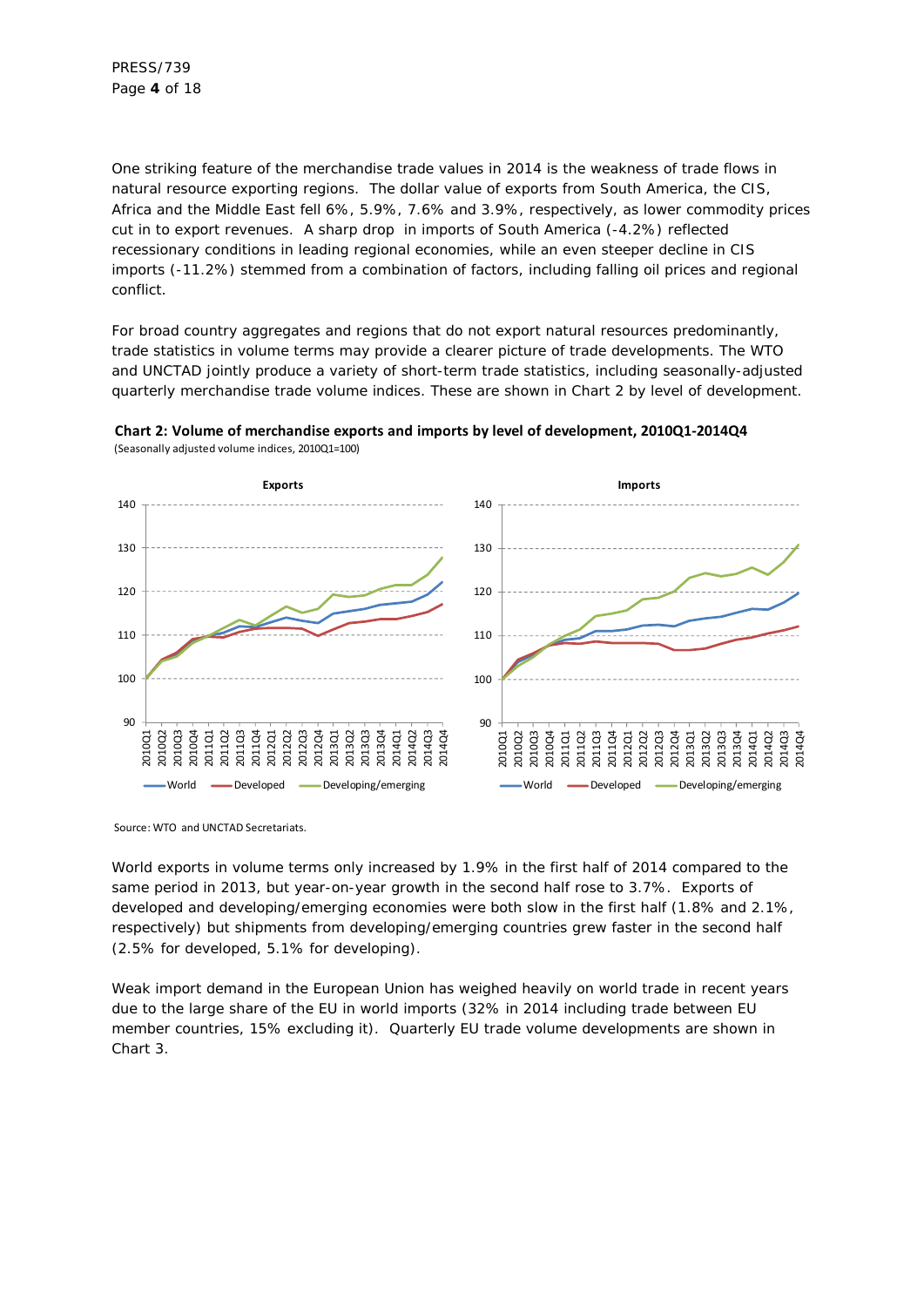One striking feature of the merchandise trade values in 2014 is the weakness of trade flows in natural resource exporting regions. The dollar value of exports from South America, the CIS, Africa and the Middle East fell 6%, 5.9%, 7.6% and 3.9%, respectively, as lower commodity prices cut in to export revenues. A sharp drop in imports of South America (-4.2%) reflected recessionary conditions in leading regional economies, while an even steeper decline in CIS imports (-11.2%) stemmed from a combination of factors, including falling oil prices and regional conflict.

For broad country aggregates and regions that do not export natural resources predominantly, trade statistics in volume terms may provide a clearer picture of trade developments. The WTO and UNCTAD jointly produce a variety of short-term trade statistics, including seasonally-adjusted quarterly merchandise trade volume indices. These are shown in Chart 2 by level of development.

**Chart 2: Volume of merchandise exports and imports by level of development, 2010Q1-2014Q4**
(Seasonally adjusted volume indices, 2010Q1=100)

Source: WTO and UNCTAD Secretariats.

World exports in volume terms only increased by 1.9% in the first half of 2014 compared to the same period in 2013, but year-on-year growth in the second half rose to 3.7%. Exports of developed and developing/emerging economies were both slow in the first half (1.8% and 2.1%, respectively) but shipments from developing/emerging countries grew faster in the second half (2.5% for developed, 5.1% for developing).

Weak import demand in the European Union has weighed heavily on world trade in recent years due to the large share of the EU in world imports (32% in 2014 including trade between EU member countries, 15% excluding it). Quarterly EU trade volume developments are shown in Chart 3.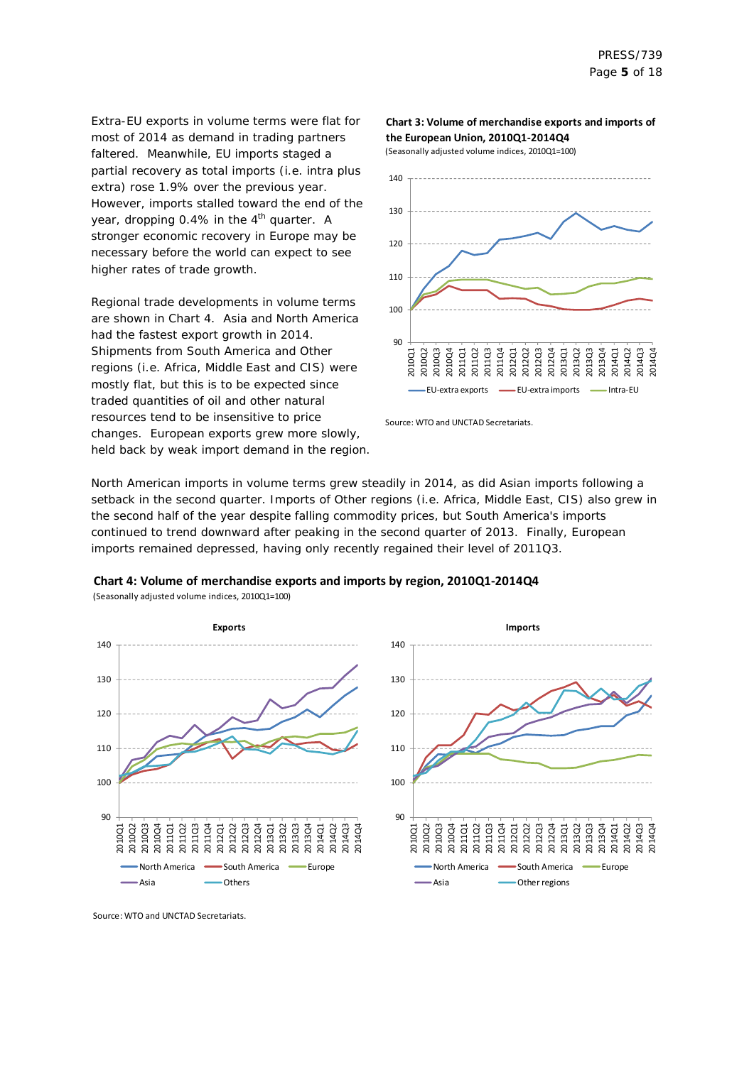Extra-EU exports in volume terms were flat for most of 2014 as demand in trading partners faltered. Meanwhile, EU imports staged a partial recovery as total imports (i.e. intra plus extra) rose 1.9% over the previous year. However, imports stalled toward the end of the year, dropping 0.4% in the 4th quarter. A stronger economic recovery in Europe may be necessary before the world can expect to see higher rates of trade growth.

Regional trade developments in volume terms are shown in Chart 4. Asia and North America had the fastest export growth in 2014. Shipments from South America and Other regions (i.e. Africa, Middle East and CIS) were mostly flat, but this is to be expected since traded quantities of oil and other natural resources tend to be insensitive to price changes. European exports grew more slowly, held back by weak import demand in the region.

**Chart 3: Volume of merchandise exports and imports of the European Union, 2010Q1-2014Q4**
(Seasonally adjusted volume indices, 2010Q1=100)

Source: WTO and UNCTAD Secretariats.

North American imports in volume terms grew steadily in 2014, as did Asian imports following a setback in the second quarter. Imports of Other regions (i.e. Africa, Middle East, CIS) also grew in the second half of the year despite falling commodity prices, but South America's imports continued to trend downward after peaking in the second quarter of 2013. Finally, European imports remained depressed, having only recently regained their level of 2011Q3.

**Chart 4: Volume of merchandise exports and imports by region, 2010Q1-2014Q4**
(Seasonally adjusted volume indices, 2010Q1=100)

Source: WTO and UNCTAD Secretariats.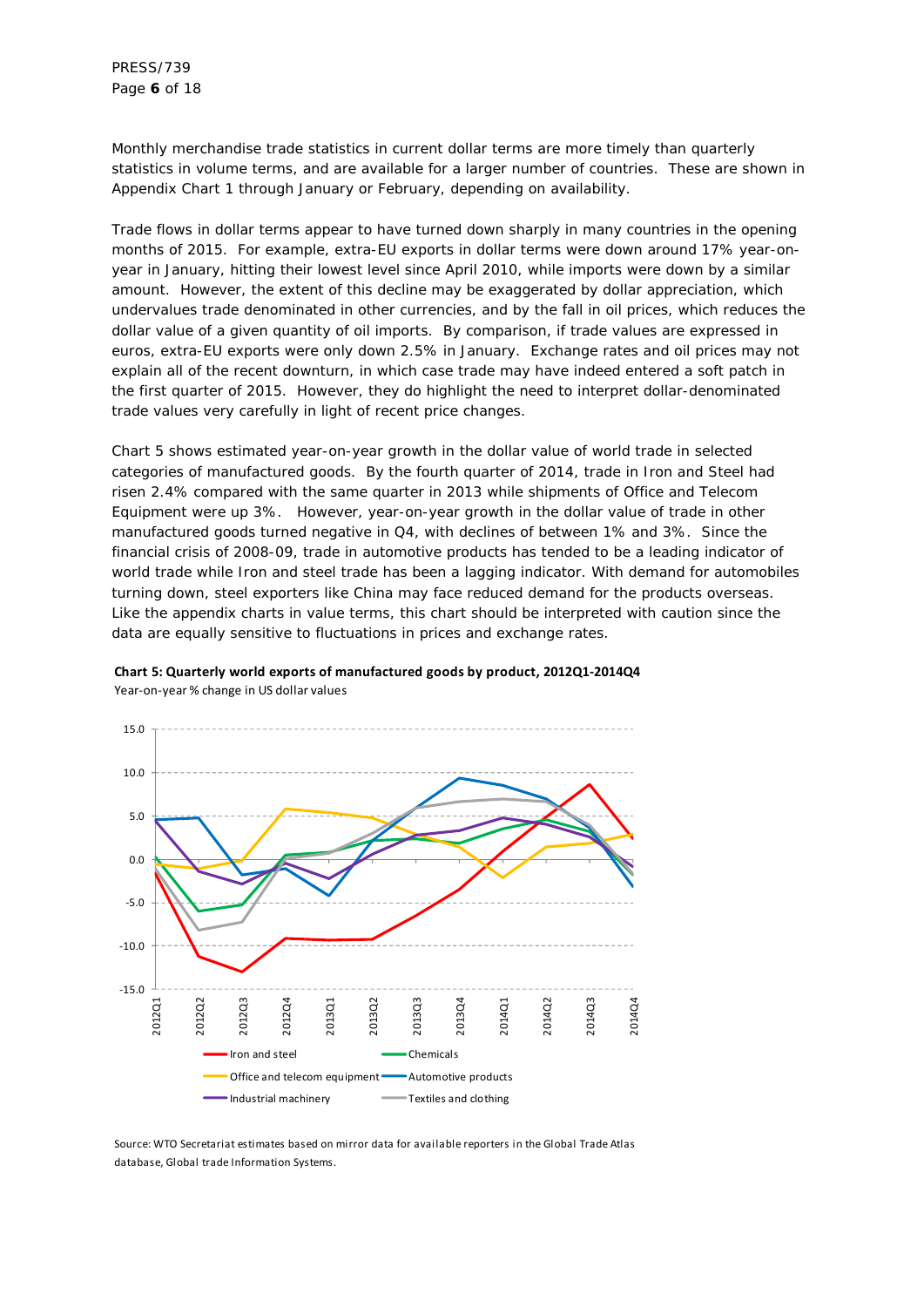Monthly merchandise trade statistics in current dollar terms are more timely than quarterly statistics in volume terms, and are available for a larger number of countries. These are shown in Appendix Chart 1 through January or February, depending on availability.

Trade flows in dollar terms appear to have turned down sharply in many countries in the opening months of 2015. For example, extra-EU exports in dollar terms were down around 17% year-on-year in January, hitting their lowest level since April 2010, while imports were down by a similar amount. However, the extent of this decline may be exaggerated by dollar appreciation, which undervalues trade denominated in other currencies, and by the fall in oil prices, which reduces the dollar value of a given quantity of oil imports. By comparison, if trade values are expressed in euros, extra-EU exports were only down 2.5% in January. Exchange rates and oil prices may not explain all of the recent downturn, in which case trade may have indeed entered a soft patch in the first quarter of 2015. However, they do highlight the need to interpret dollar-denominated trade values very carefully in light of recent price changes.

Chart 5 shows estimated year-on-year growth in the dollar value of world trade in selected categories of manufactured goods. By the fourth quarter of 2014, trade in Iron and Steel had risen 2.4% compared with the same quarter in 2013 while shipments of Office and Telecom Equipment were up 3%. However, year-on-year growth in the dollar value of trade in other manufactured goods turned negative in Q4, with declines of between 1% and 3%. Since the financial crisis of 2008-09, trade in automotive products has tended to be a leading indicator of world trade while Iron and steel trade has been a lagging indicator. With demand for automobiles turning down, steel exporters like China may face reduced demand for the products overseas. Like the appendix charts in value terms, this chart should be interpreted with caution since the data are equally sensitive to fluctuations in prices and exchange rates.

**Chart 5: Quarterly world exports of manufactured goods by product, 2012Q1-2014Q4**

Year-on-year % change in US dollar values

Source: WTO Secretariat estimates based on mirror data for available reporters in the Global Trade Atlas database, Global trade Information Systems.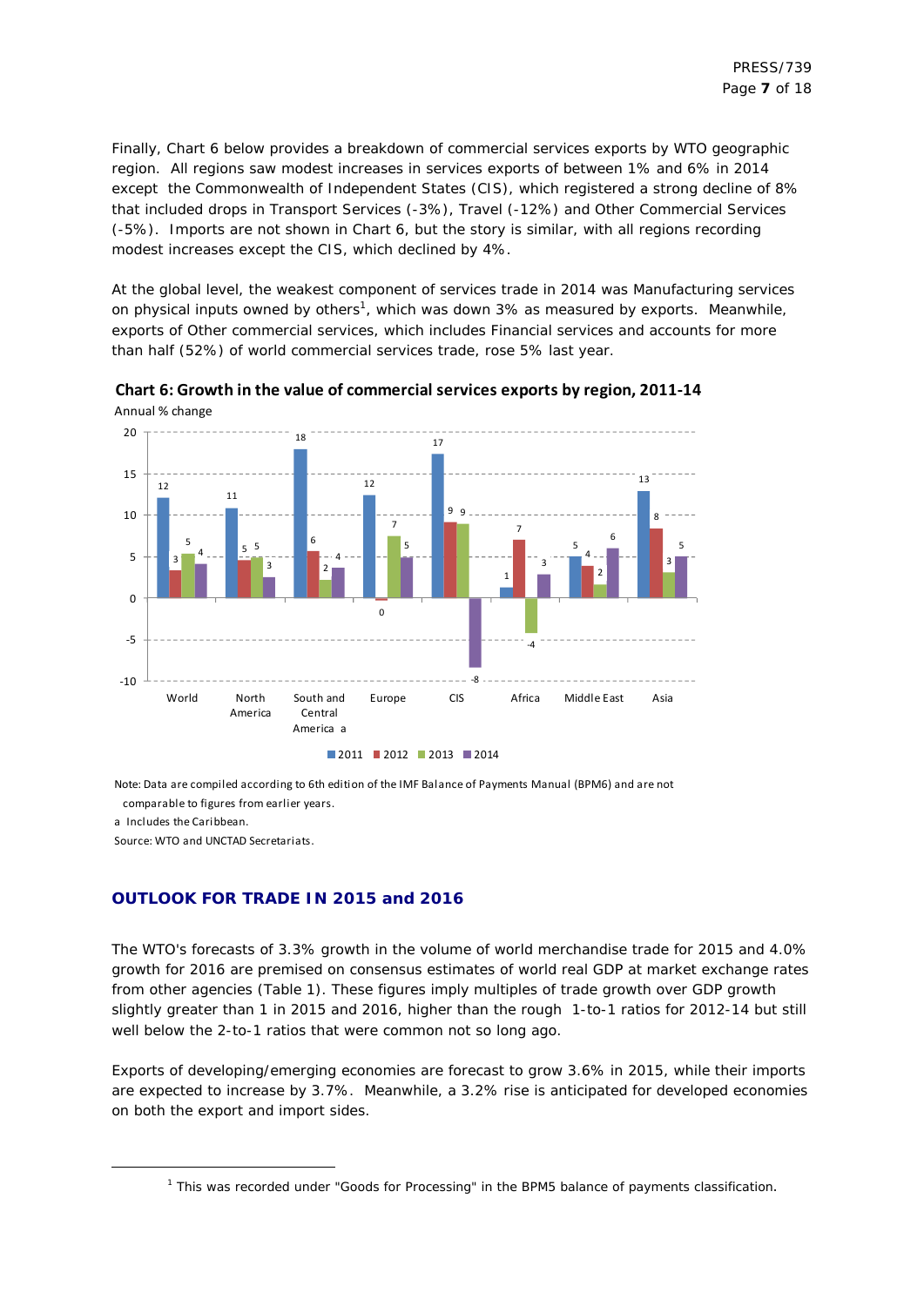Finally, Chart 6 below provides a breakdown of commercial services exports by WTO geographic region. All regions saw modest increases in services exports of between 1% and 6% in 2014 except the Commonwealth of Independent States (CIS), which registered a strong decline of 8% that included drops in Transport Services (-3%), Travel (-12%) and Other Commercial Services (-5%). Imports are not shown in Chart 6, but the story is similar, with all regions recording modest increases except the CIS, which declined by 4%.

At the global level, the weakest component of services trade in 2014 was Manufacturing services on physical inputs owned by others[1], which was down 3% as measured by exports. Meanwhile, exports of Other commercial services, which includes Financial services and accounts for more than half (52%) of world commercial services trade, rose 5% last year.

**Chart 6: Growth in the value of commercial services exports by region, 2011-14**

Annual % change

| Region | 2011 | 2012 | 2013 | 2014 |
|---|---|---|---|---|
| World | 12 | 3 | 5 | 4 |
| North America | 11 | 5 | 5 | 3 |
| South and Central America a | 18 | 6 | 2 | 4 |
| Europe | 12 | 0 | 7 | 5 |
| CIS | 17 | 9 | 9 | -8 |
| Africa | 1 | 7 | -4 | 3 |
| Middle East | 5 | 4 | 2 | 6 |
| Asia | 13 | 8 | 3 | 5 |

Note: Data are compiled according to 6th edition of the IMF Balance of Payments Manual (BPM6) and are not comparable to figures from earlier years.

a Includes the Caribbean.

Source: WTO and UNCTAD Secretariats.

## OUTLOOK FOR TRADE IN 2015 and 2016

The WTO's forecasts of 3.3% growth in the volume of world merchandise trade for 2015 and 4.0% growth for 2016 are premised on consensus estimates of world real GDP at market exchange rates from other agencies (Table 1). These figures imply multiples of trade growth over GDP growth slightly greater than 1 in 2015 and 2016, higher than the rough 1-to-1 ratios for 2012-14 but still well below the 2-to-1 ratios that were common not so long ago.

Exports of developing/emerging economies are forecast to grow 3.6% in 2015, while their imports are expected to increase by 3.7%. Meanwhile, a 3.2% rise is anticipated for developed economies on both the export and import sides.

---

[1] This was recorded under "Goods for Processing" in the BPM5 balance of payments classification.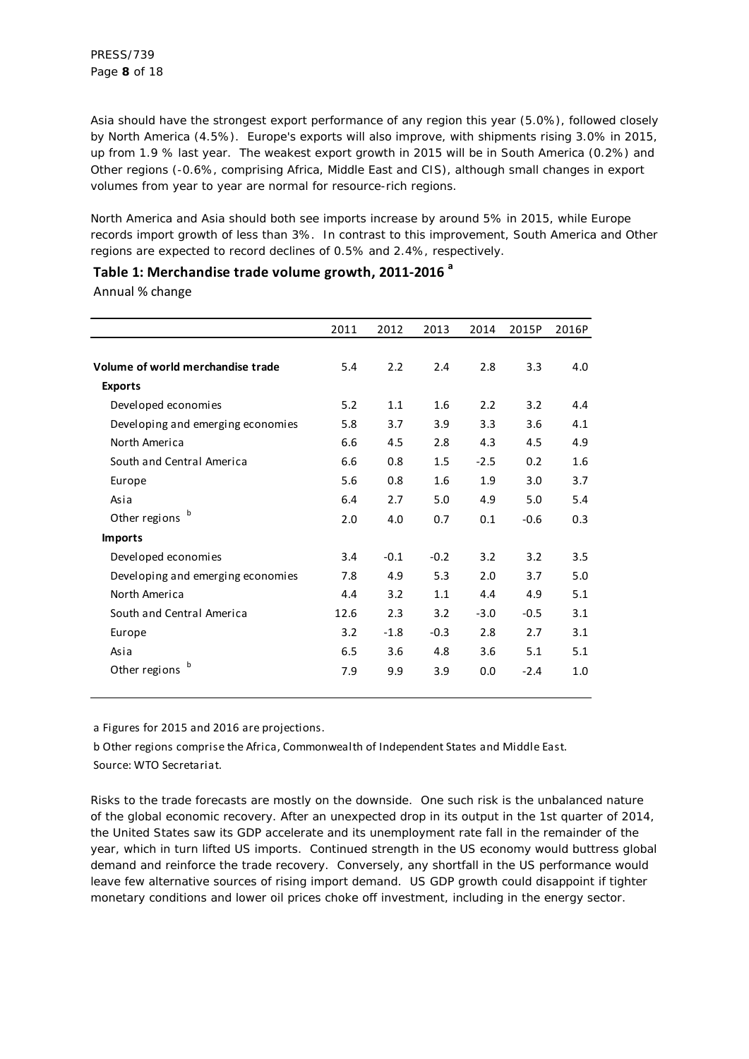Asia should have the strongest export performance of any region this year (5.0%), followed closely by North America (4.5%). Europe's exports will also improve, with shipments rising 3.0% in 2015, up from 1.9 % last year. The weakest export growth in 2015 will be in South America (0.2%) and Other regions (-0.6%, comprising Africa, Middle East and CIS), although small changes in export volumes from year to year are normal for resource-rich regions.

North America and Asia should both see imports increase by around 5% in 2015, while Europe records import growth of less than 3%. In contrast to this improvement, South America and Other regions are expected to record declines of 0.5% and 2.4%, respectively.

**Table 1: Merchandise trade volume growth, 2011-2016 [a]**

Annual % change

| | 2011 | 2012 | 2013 | 2014 | 2015P | 2016P |
|---|---|---|---|---|---|---|
| **Volume of world merchandise trade** | 5.4 | 2.2 | 2.4 | 2.8 | 3.3 | 4.0 |
| **Exports** | | | | | | |
| Developed economies | 5.2 | 1.1 | 1.6 | 2.2 | 3.2 | 4.4 |
| Developing and emerging economies | 5.8 | 3.7 | 3.9 | 3.3 | 3.6 | 4.1 |
| North America | 6.6 | 4.5 | 2.8 | 4.3 | 4.5 | 4.9 |
| South and Central America | 6.6 | 0.8 | 1.5 | -2.5 | 0.2 | 1.6 |
| Europe | 5.6 | 0.8 | 1.6 | 1.9 | 3.0 | 3.7 |
| Asia | 6.4 | 2.7 | 5.0 | 4.9 | 5.0 | 5.4 |
| Other regions [b] | 2.0 | 4.0 | 0.7 | 0.1 | -0.6 | 0.3 |
| **Imports** | | | | | | |
| Developed economies | 3.4 | -0.1 | -0.2 | 3.2 | 3.2 | 3.5 |
| Developing and emerging economies | 7.8 | 4.9 | 5.3 | 2.0 | 3.7 | 5.0 |
| North America | 4.4 | 3.2 | 1.1 | 4.4 | 4.9 | 5.1 |
| South and Central America | 12.6 | 2.3 | 3.2 | -3.0 | -0.5 | 3.1 |
| Europe | 3.2 | -1.8 | -0.3 | 2.8 | 2.7 | 3.1 |
| Asia | 6.5 | 3.6 | 4.8 | 3.6 | 5.1 | 5.1 |
| Other regions [b] | 7.9 | 9.9 | 3.9 | 0.0 | -2.4 | 1.0 |

a Figures for 2015 and 2016 are projections.

b Other regions comprise the Africa, Commonwealth of Independent States and Middle East.

Source: WTO Secretariat.

Risks to the trade forecasts are mostly on the downside. One such risk is the unbalanced nature of the global economic recovery. After an unexpected drop in its output in the 1st quarter of 2014, the United States saw its GDP accelerate and its unemployment rate fall in the remainder of the year, which in turn lifted US imports. Continued strength in the US economy would buttress global demand and reinforce the trade recovery. Conversely, any shortfall in the US performance would leave few alternative sources of rising import demand. US GDP growth could disappoint if tighter monetary conditions and lower oil prices choke off investment, including in the energy sector.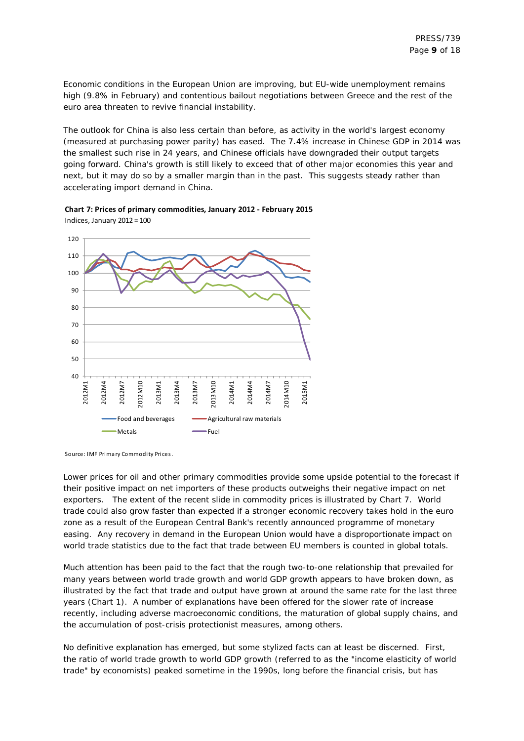Economic conditions in the European Union are improving, but EU-wide unemployment remains high (9.8% in February) and contentious bailout negotiations between Greece and the rest of the euro area threaten to revive financial instability.

The outlook for China is also less certain than before, as activity in the world's largest economy (measured at purchasing power parity) has eased. The 7.4% increase in Chinese GDP in 2014 was the smallest such rise in 24 years, and Chinese officials have downgraded their output targets going forward. China's growth is still likely to exceed that of other major economies this year and next, but it may do so by a smaller margin than in the past. This suggests steady rather than accelerating import demand in China.

**Chart 7: Prices of primary commodities, January 2012 - February 2015**

Indices, January 2012 = 100

Source: IMF Primary Commodity Prices.

Lower prices for oil and other primary commodities provide some upside potential to the forecast if their positive impact on net importers of these products outweighs their negative impact on net exporters. The extent of the recent slide in commodity prices is illustrated by Chart 7. World trade could also grow faster than expected if a stronger economic recovery takes hold in the euro zone as a result of the European Central Bank's recently announced programme of monetary easing. Any recovery in demand in the European Union would have a disproportionate impact on world trade statistics due to the fact that trade between EU members is counted in global totals.

Much attention has been paid to the fact that the rough two-to-one relationship that prevailed for many years between world trade growth and world GDP growth appears to have broken down, as illustrated by the fact that trade and output have grown at around the same rate for the last three years (Chart 1). A number of explanations have been offered for the slower rate of increase recently, including adverse macroeconomic conditions, the maturation of global supply chains, and the accumulation of post-crisis protectionist measures, among others.

No definitive explanation has emerged, but some stylized facts can at least be discerned. First, the ratio of world trade growth to world GDP growth (referred to as the "income elasticity of world trade" by economists) peaked sometime in the 1990s, long before the financial crisis, but has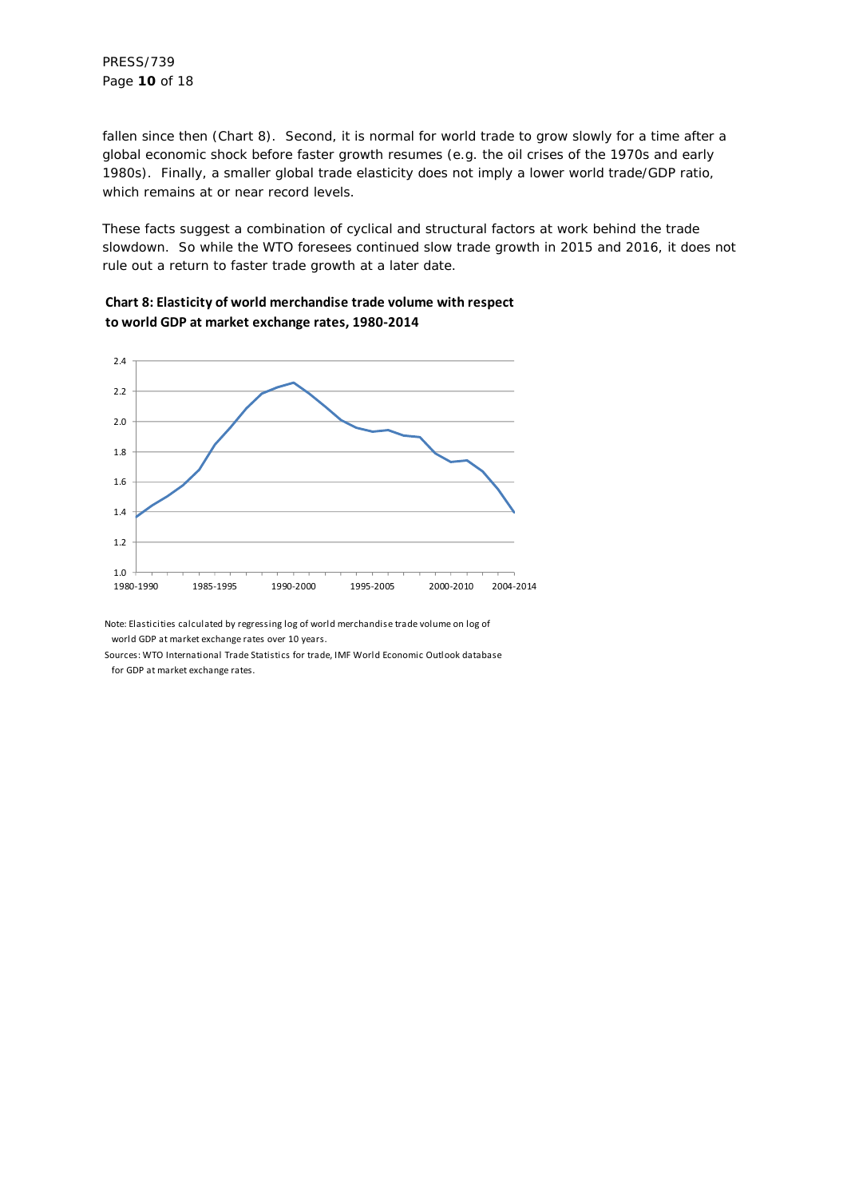fallen since then (Chart 8). Second, it is normal for world trade to grow slowly for a time after a global economic shock before faster growth resumes (e.g. the oil crises of the 1970s and early 1980s). Finally, a smaller global trade elasticity does not imply a lower world trade/GDP ratio, which remains at or near record levels.

These facts suggest a combination of cyclical and structural factors at work behind the trade slowdown. So while the WTO foresees continued slow trade growth in 2015 and 2016, it does not rule out a return to faster trade growth at a later date.

**Chart 8: Elasticity of world merchandise trade volume with respect to world GDP at market exchange rates, 1980-2014**

Note: Elasticities calculated by regressing log of world merchandise trade volume on log of world GDP at market exchange rates over 10 years.

Sources: WTO International Trade Statistics for trade, IMF World Economic Outlook database for GDP at market exchange rates.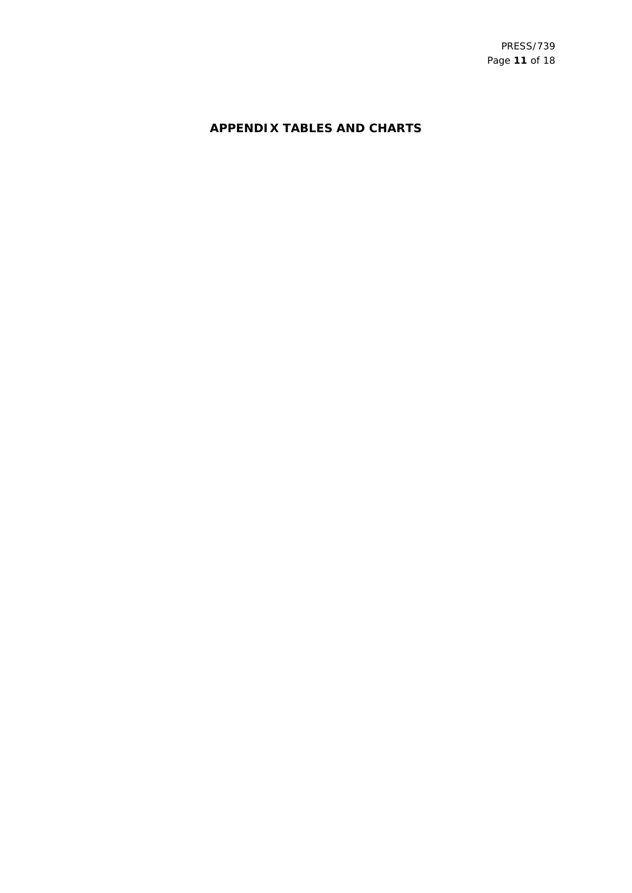## APPENDIX TABLES AND CHARTS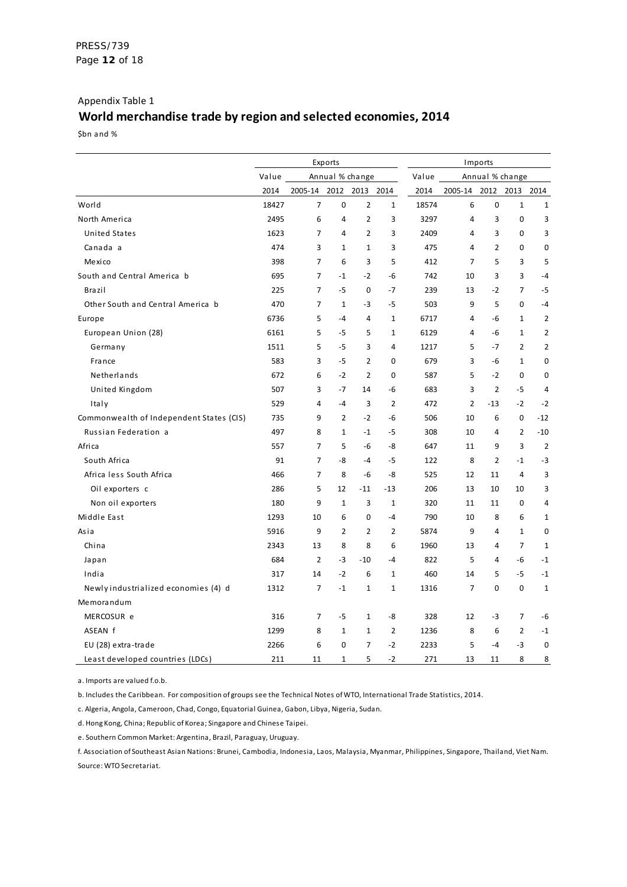Appendix Table 1

## World merchandise trade by region and selected economies, 2014

$bn and %

| | Exports | | | | | Imports | | | | |
|---|---|---|---|---|---|---|---|---|---|---|
| | Value | Annual % change | | | | Value | Annual % change | | | |
| | 2014 | 2005-14 | 2012 | 2013 | 2014 | 2014 | 2005-14 | 2012 | 2013 | 2014 |
| World | 18427 | 7 | 0 | 2 | 1 | 18574 | 6 | 0 | 1 | 1 |
| North America | 2495 | 6 | 4 | 2 | 3 | 3297 | 4 | 3 | 0 | 3 |
| United States | 1623 | 7 | 4 | 2 | 3 | 2409 | 4 | 3 | 0 | 3 |
| Canada a | 474 | 3 | 1 | 1 | 3 | 475 | 4 | 2 | 0 | 0 |
| Mexico | 398 | 7 | 6 | 3 | 5 | 412 | 7 | 5 | 3 | 5 |
| South and Central America b | 695 | 7 | -1 | -2 | -6 | 742 | 10 | 3 | 3 | -4 |
| Brazil | 225 | 7 | -5 | 0 | -7 | 239 | 13 | -2 | 7 | -5 |
| Other South and Central America b | 470 | 7 | 1 | -3 | -5 | 503 | 9 | 5 | 0 | -4 |
| Europe | 6736 | 5 | -4 | 4 | 1 | 6717 | 4 | -6 | 1 | 2 |
| European Union (28) | 6161 | 5 | -5 | 5 | 1 | 6129 | 4 | -6 | 1 | 2 |
| Germany | 1511 | 5 | -5 | 3 | 4 | 1217 | 5 | -7 | 2 | 2 |
| France | 583 | 3 | -5 | 2 | 0 | 679 | 3 | -6 | 1 | 0 |
| Netherlands | 672 | 6 | -2 | 2 | 0 | 587 | 5 | -2 | 0 | 0 |
| United Kingdom | 507 | 3 | -7 | 14 | -6 | 683 | 3 | 2 | -5 | 4 |
| Italy | 529 | 4 | -4 | 3 | 2 | 472 | 2 | -13 | -2 | -2 |
| Commonwealth of Independent States (CIS) | 735 | 9 | 2 | -2 | -6 | 506 | 10 | 6 | 0 | -12 |
| Russian Federation a | 497 | 8 | 1 | -1 | -5 | 308 | 10 | 4 | 2 | -10 |
| Africa | 557 | 7 | 5 | -6 | -8 | 647 | 11 | 9 | 3 | 2 |
| South Africa | 91 | 7 | -8 | -4 | -5 | 122 | 8 | 2 | -1 | -3 |
| Africa less South Africa | 466 | 7 | 8 | -6 | -8 | 525 | 12 | 11 | 4 | 3 |
| Oil exporters c | 286 | 5 | 12 | -11 | -13 | 206 | 13 | 10 | 10 | 3 |
| Non oil exporters | 180 | 9 | 1 | 3 | 1 | 320 | 11 | 11 | 0 | 4 |
| Middle East | 1293 | 10 | 6 | 0 | -4 | 790 | 10 | 8 | 6 | 1 |
| Asia | 5916 | 9 | 2 | 2 | 2 | 5874 | 9 | 4 | 1 | 0 |
| China | 2343 | 13 | 8 | 8 | 6 | 1960 | 13 | 4 | 7 | 1 |
| Japan | 684 | 2 | -3 | -10 | -4 | 822 | 5 | 4 | -6 | -1 |
| India | 317 | 14 | -2 | 6 | 1 | 460 | 14 | 5 | -5 | -1 |
| Newly industrialized economies (4) d | 1312 | 7 | -1 | 1 | 1 | 1316 | 7 | 0 | 0 | 1 |
| Memorandum | | | | | | | | | | |
| MERCOSUR e | 316 | 7 | -5 | 1 | -8 | 328 | 12 | -3 | 7 | -6 |
| ASEAN f | 1299 | 8 | 1 | 1 | 2 | 1236 | 8 | 6 | 2 | -1 |
| EU (28) extra-trade | 2266 | 6 | 0 | 7 | -2 | 2233 | 5 | -4 | -3 | 0 |
| Least developed countries (LDCs) | 211 | 11 | 1 | 5 | -2 | 271 | 13 | 11 | 8 | 8 |

a. Imports are valued f.o.b.

b. Includes the Caribbean. For composition of groups see the Technical Notes of WTO, International Trade Statistics, 2014.

c. Algeria, Angola, Cameroon, Chad, Congo, Equatorial Guinea, Gabon, Libya, Nigeria, Sudan.

d. Hong Kong, China; Republic of Korea; Singapore and Chinese Taipei.

e. Southern Common Market: Argentina, Brazil, Paraguay, Uruguay.

f. Association of Southeast Asian Nations: Brunei, Cambodia, Indonesia, Laos, Malaysia, Myanmar, Philippines, Singapore, Thailand, Viet Nam.

Source: WTO Secretariat.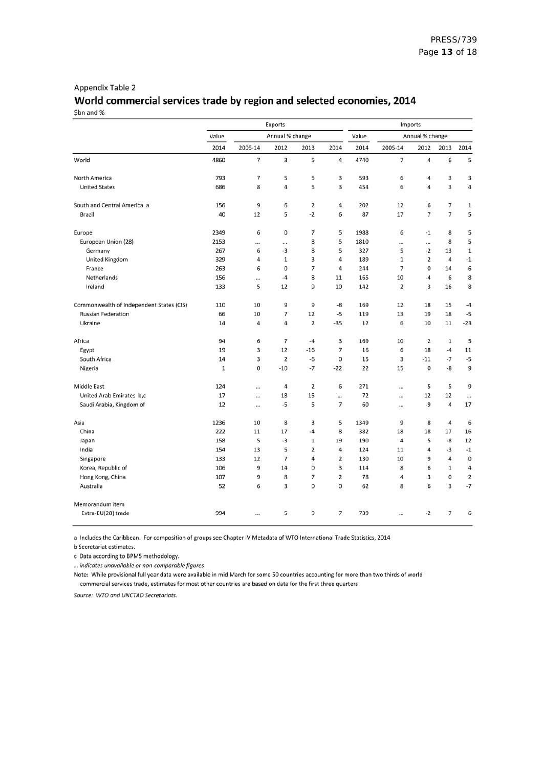Appendix Table 2

## World commercial services trade by region and selected economies, 2014

$bn and %

| | Exports | | | | | Imports | | | | |
|---|---|---|---|---|---|---|---|---|---|---|
| | Value | Annual % change | | | | Value | Annual % change | | | |
| | 2014 | 2005-14 | 2012 | 2013 | 2014 | 2014 | 2005-14 | 2012 | 2013 | 2014 |
| World | 4860 | 7 | 3 | 5 | 4 | 4740 | 7 | 4 | 6 | 5 |
| North America | 793 | 7 | 5 | 5 | 3 | 593 | 6 | 4 | 3 | 3 |
| United States | 686 | 8 | 4 | 5 | 3 | 454 | 6 | 4 | 3 | 4 |
| South and Central America a | 156 | 9 | 6 | 2 | 4 | 202 | 12 | 6 | 7 | 1 |
| Brazil | 40 | 12 | 5 | -2 | 6 | 87 | 17 | 7 | 7 | 5 |
| Europe | 2349 | 6 | 0 | 7 | 5 | 1988 | 6 | -1 | 8 | 5 |
| European Union (28) | 2153 | ... | ... | 8 | 5 | 1810 | ... | ... | 8 | 5 |
| Germany | 267 | 6 | -3 | 8 | 5 | 327 | 5 | -2 | 13 | 1 |
| United Kingdom | 329 | 4 | 1 | 3 | 4 | 189 | 1 | 2 | 4 | -1 |
| France | 263 | 6 | 0 | 7 | 4 | 244 | 7 | 0 | 14 | 6 |
| Netherlands | 156 | ... | -4 | 8 | 11 | 165 | 10 | -4 | 6 | 8 |
| Ireland | 133 | 5 | 12 | 9 | 10 | 142 | 2 | 3 | 16 | 8 |
| Commonwealth of Independent States (CIS) | 110 | 10 | 9 | 9 | -8 | 169 | 12 | 18 | 15 | -4 |
| Russian Federation | 66 | 10 | 7 | 12 | -5 | 119 | 13 | 19 | 18 | -5 |
| Ukraine | 14 | 4 | 4 | 2 | -35 | 12 | 6 | 10 | 11 | -23 |
| Africa | 94 | 6 | 7 | -4 | 3 | 169 | 10 | 2 | 1 | 5 |
| Egypt | 19 | 3 | 12 | -16 | 7 | 16 | 6 | 18 | -4 | 11 |
| South Africa | 14 | 3 | 2 | -6 | 0 | 15 | 3 | -11 | -7 | -5 |
| Nigeria | 1 | 0 | -10 | -7 | -22 | 22 | 15 | 0 | -8 | 9 |
| Middle East | 124 | ... | 4 | 2 | 6 | 271 | ... | 5 | 5 | 9 |
| United Arab Emirates b,c | 17 | ... | 18 | 15 | ... | 72 | ... | 12 | 12 | ... |
| Saudi Arabia, Kingdom of | 12 | ... | -5 | 5 | 7 | 60 | ... | -9 | 4 | 17 |
| Asia | 1236 | 10 | 8 | 3 | 5 | 1349 | 9 | 8 | 4 | 6 |
| China | 222 | 11 | 17 | -4 | 8 | 382 | 18 | 18 | 17 | 16 |
| Japan | 158 | 5 | -3 | 1 | 19 | 190 | 4 | 5 | -8 | 12 |
| India | 154 | 13 | 5 | 2 | 4 | 124 | 11 | 4 | -3 | -1 |
| Singapore | 133 | 12 | 7 | 4 | 2 | 130 | 10 | 9 | 4 | 0 |
| Korea, Republic of | 106 | 9 | 14 | 0 | 3 | 114 | 8 | 6 | 1 | 4 |
| Hong Kong, China | 107 | 9 | 8 | 7 | 2 | 78 | 4 | 3 | 0 | 2 |
| Australia | 52 | 6 | 3 | 0 | 0 | 62 | 8 | 6 | 3 | -7 |
| Memorandum item | | | | | | | | | | |
| Extra-EU(28) trade | 994 | ... | 5 | 9 | 7 | 730 | ... | -2 | 7 | 6 |

a Includes the Caribbean. For composition of groups see Chapter IV Metadata of WTO International Trade Statistics, 2014

b Secretariat estimates.

c Data according to BPM5 methodology.

*... indicates unavailable or non-comparable figures.*

Note: While provisional full year data were available in mid March for some 50 countries accounting for more than two thirds of world commercial services trade, estimates for most other countries are based on data for the first three quarters

*Source: WTO and UNCTAD Secretariats.*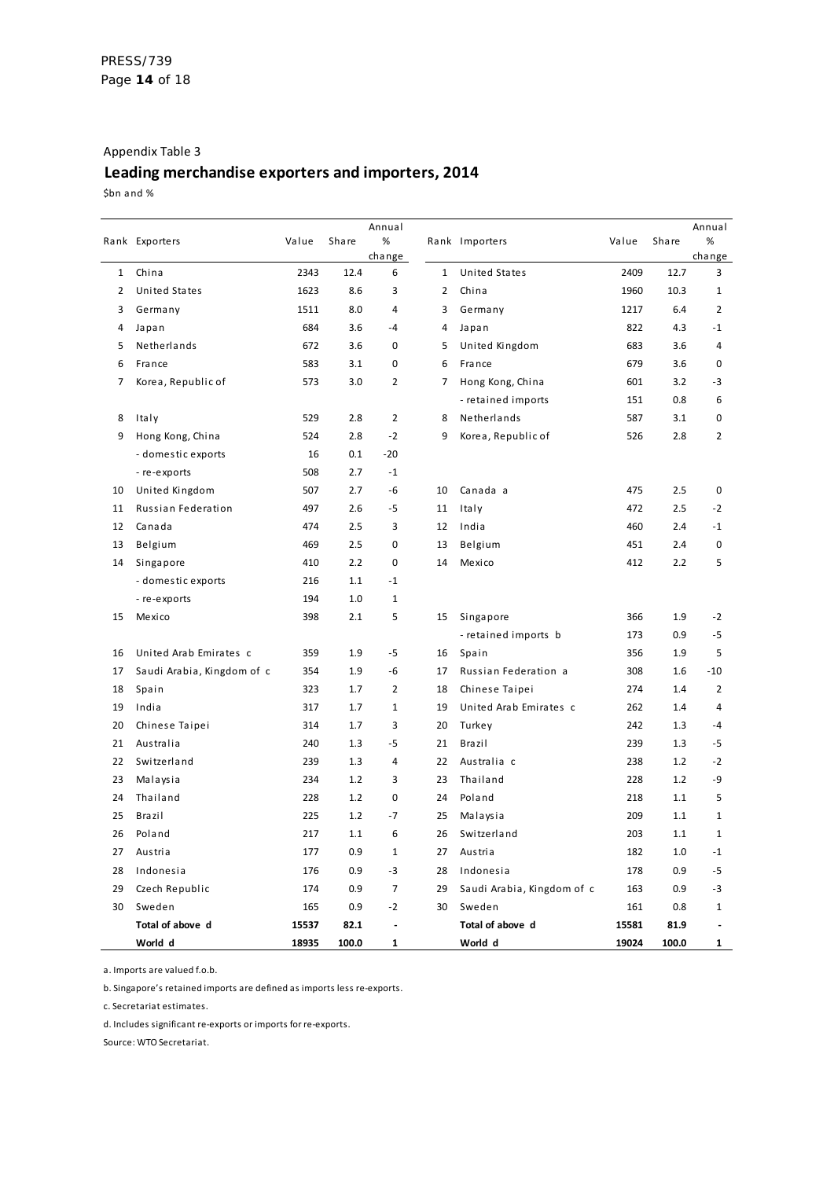Appendix Table 3

## Leading merchandise exporters and importers, 2014

$bn and %

| Rank | Exporters | Value | Share | Annual % change | Rank | Importers | Value | Share | Annual % change |
|---|---|---|---|---|---|---|---|---|---|
| 1 | China | 2343 | 12.4 | 6 | 1 | United States | 2409 | 12.7 | 3 |
| 2 | United States | 1623 | 8.6 | 3 | 2 | China | 1960 | 10.3 | 1 |
| 3 | Germany | 1511 | 8.0 | 4 | 3 | Germany | 1217 | 6.4 | 2 |
| 4 | Japan | 684 | 3.6 | -4 | 4 | Japan | 822 | 4.3 | -1 |
| 5 | Netherlands | 672 | 3.6 | 0 | 5 | United Kingdom | 683 | 3.6 | 4 |
| 6 | France | 583 | 3.1 | 0 | 6 | France | 679 | 3.6 | 0 |
| 7 | Korea, Republic of | 573 | 3.0 | 2 | 7 | Hong Kong, China | 601 | 3.2 | -3 |
| | | | | | | - retained imports | 151 | 0.8 | 6 |
| 8 | Italy | 529 | 2.8 | 2 | 8 | Netherlands | 587 | 3.1 | 0 |
| 9 | Hong Kong, China | 524 | 2.8 | -2 | 9 | Korea, Republic of | 526 | 2.8 | 2 |
| | - domestic exports | 16 | 0.1 | -20 | | | | | |
| | - re-exports | 508 | 2.7 | -1 | | | | | |
| 10 | United Kingdom | 507 | 2.7 | -6 | 10 | Canada a | 475 | 2.5 | 0 |
| 11 | Russian Federation | 497 | 2.6 | -5 | 11 | Italy | 472 | 2.5 | -2 |
| 12 | Canada | 474 | 2.5 | 3 | 12 | India | 460 | 2.4 | -1 |
| 13 | Belgium | 469 | 2.5 | 0 | 13 | Belgium | 451 | 2.4 | 0 |
| 14 | Singapore | 410 | 2.2 | 0 | 14 | Mexico | 412 | 2.2 | 5 |
| | - domestic exports | 216 | 1.1 | -1 | | | | | |
| | - re-exports | 194 | 1.0 | 1 | | | | | |
| 15 | Mexico | 398 | 2.1 | 5 | 15 | Singapore | 366 | 1.9 | -2 |
| | | | | | | - retained imports b | 173 | 0.9 | -5 |
| 16 | United Arab Emirates c | 359 | 1.9 | -5 | 16 | Spain | 356 | 1.9 | 5 |
| 17 | Saudi Arabia, Kingdom of c | 354 | 1.9 | -6 | 17 | Russian Federation a | 308 | 1.6 | -10 |
| 18 | Spain | 323 | 1.7 | 2 | 18 | Chinese Taipei | 274 | 1.4 | 2 |
| 19 | India | 317 | 1.7 | 1 | 19 | United Arab Emirates c | 262 | 1.4 | 4 |
| 20 | Chinese Taipei | 314 | 1.7 | 3 | 20 | Turkey | 242 | 1.3 | -4 |
| 21 | Australia | 240 | 1.3 | -5 | 21 | Brazil | 239 | 1.3 | -5 |
| 22 | Switzerland | 239 | 1.3 | 4 | 22 | Australia c | 238 | 1.2 | -2 |
| 23 | Malaysia | 234 | 1.2 | 3 | 23 | Thailand | 228 | 1.2 | -9 |
| 24 | Thailand | 228 | 1.2 | 0 | 24 | Poland | 218 | 1.1 | 5 |
| 25 | Brazil | 225 | 1.2 | -7 | 25 | Malaysia | 209 | 1.1 | 1 |
| 26 | Poland | 217 | 1.1 | 6 | 26 | Switzerland | 203 | 1.1 | 1 |
| 27 | Austria | 177 | 0.9 | 1 | 27 | Austria | 182 | 1.0 | -1 |
| 28 | Indonesia | 176 | 0.9 | -3 | 28 | Indonesia | 178 | 0.9 | -5 |
| 29 | Czech Republic | 174 | 0.9 | 7 | 29 | Saudi Arabia, Kingdom of c | 163 | 0.9 | -3 |
| 30 | Sweden | 165 | 0.9 | -2 | 30 | Sweden | 161 | 0.8 | 1 |
| | **Total of above d** | **15537** | **82.1** | **-** | | **Total of above d** | **15581** | **81.9** | **-** |
| | **World d** | **18935** | **100.0** | **1** | | **World d** | **19024** | **100.0** | **1** |

a. Imports are valued f.o.b.

b. Singapore's retained imports are defined as imports less re-exports.

c. Secretariat estimates.

d. Includes significant re-exports or imports for re-exports.

Source: WTO Secretariat.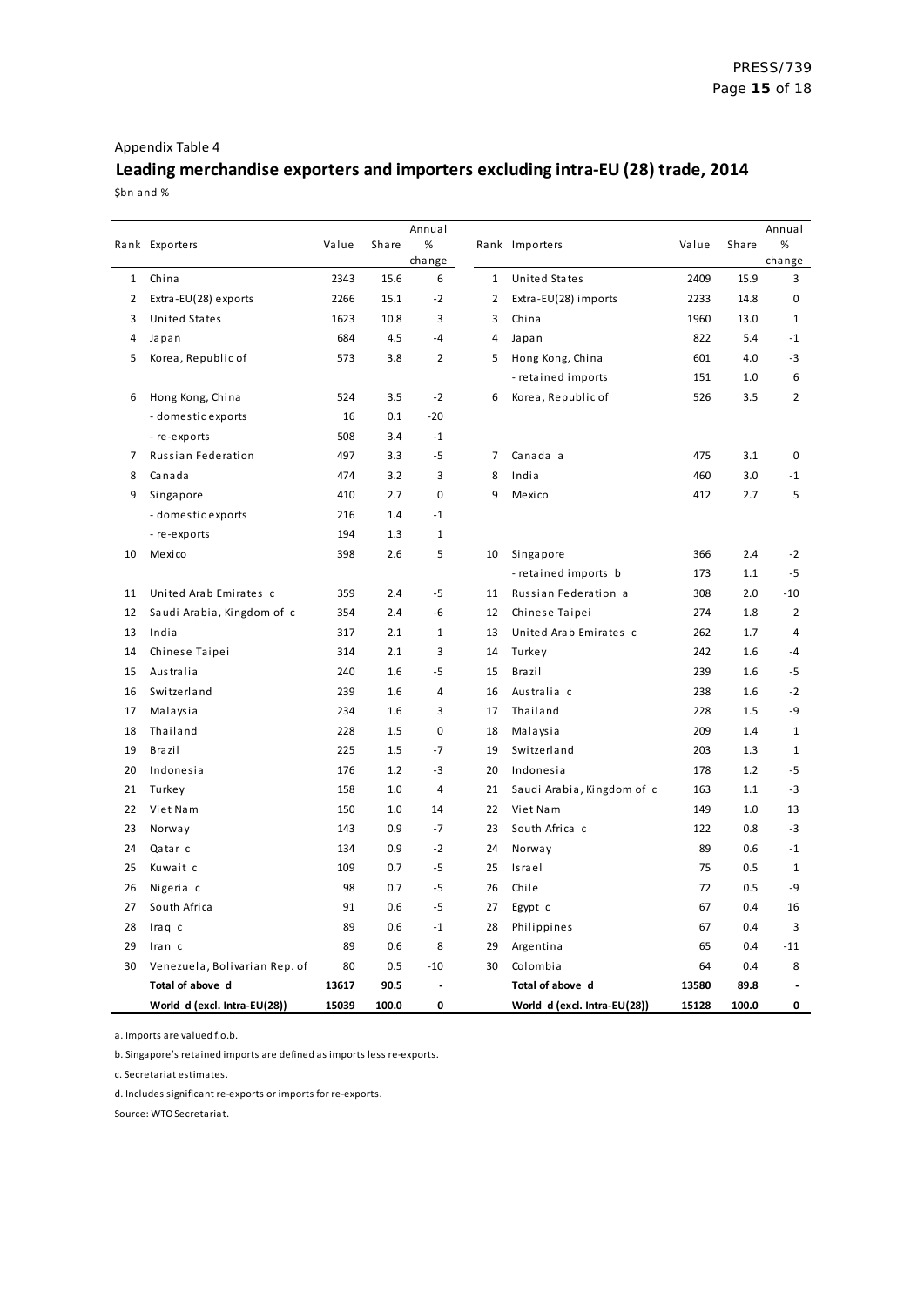Appendix Table 4

## Leading merchandise exporters and importers excluding intra-EU (28) trade, 2014

$bn and %

| Rank | Exporters | Value | Share | Annual % change | Rank | Importers | Value | Share | Annual % change |
|---|---|---|---|---|---|---|---|---|---|
| 1 | China | 2343 | 15.6 | 6 | 1 | United States | 2409 | 15.9 | 3 |
| 2 | Extra-EU(28) exports | 2266 | 15.1 | -2 | 2 | Extra-EU(28) imports | 2233 | 14.8 | 0 |
| 3 | United States | 1623 | 10.8 | 3 | 3 | China | 1960 | 13.0 | 1 |
| 4 | Japan | 684 | 4.5 | -4 | 4 | Japan | 822 | 5.4 | -1 |
| 5 | Korea, Republic of | 573 | 3.8 | 2 | 5 | Hong Kong, China | 601 | 4.0 | -3 |
| | | | | | | - retained imports | 151 | 1.0 | 6 |
| 6 | Hong Kong, China | 524 | 3.5 | -2 | 6 | Korea, Republic of | 526 | 3.5 | 2 |
| | - domestic exports | 16 | 0.1 | -20 | | | | | |
| | - re-exports | 508 | 3.4 | -1 | | | | | |
| 7 | Russian Federation | 497 | 3.3 | -5 | 7 | Canada a | 475 | 3.1 | 0 |
| 8 | Canada | 474 | 3.2 | 3 | 8 | India | 460 | 3.0 | -1 |
| 9 | Singapore | 410 | 2.7 | 0 | 9 | Mexico | 412 | 2.7 | 5 |
| | - domestic exports | 216 | 1.4 | -1 | | | | | |
| | - re-exports | 194 | 1.3 | 1 | | | | | |
| 10 | Mexico | 398 | 2.6 | 5 | 10 | Singapore | 366 | 2.4 | -2 |
| | | | | | | - retained imports b | 173 | 1.1 | -5 |
| 11 | United Arab Emirates c | 359 | 2.4 | -5 | 11 | Russian Federation a | 308 | 2.0 | -10 |
| 12 | Saudi Arabia, Kingdom of c | 354 | 2.4 | -6 | 12 | Chinese Taipei | 274 | 1.8 | 2 |
| 13 | India | 317 | 2.1 | 1 | 13 | United Arab Emirates c | 262 | 1.7 | 4 |
| 14 | Chinese Taipei | 314 | 2.1 | 3 | 14 | Turkey | 242 | 1.6 | -4 |
| 15 | Australia | 240 | 1.6 | -5 | 15 | Brazil | 239 | 1.6 | -5 |
| 16 | Switzerland | 239 | 1.6 | 4 | 16 | Australia c | 238 | 1.6 | -2 |
| 17 | Malaysia | 234 | 1.6 | 3 | 17 | Thailand | 228 | 1.5 | -9 |
| 18 | Thailand | 228 | 1.5 | 0 | 18 | Malaysia | 209 | 1.4 | 1 |
| 19 | Brazil | 225 | 1.5 | -7 | 19 | Switzerland | 203 | 1.3 | 1 |
| 20 | Indonesia | 176 | 1.2 | -3 | 20 | Indonesia | 178 | 1.2 | -5 |
| 21 | Turkey | 158 | 1.0 | 4 | 21 | Saudi Arabia, Kingdom of c | 163 | 1.1 | -3 |
| 22 | Viet Nam | 150 | 1.0 | 14 | 22 | Viet Nam | 149 | 1.0 | 13 |
| 23 | Norway | 143 | 0.9 | -7 | 23 | South Africa c | 122 | 0.8 | -3 |
| 24 | Qatar c | 134 | 0.9 | -2 | 24 | Norway | 89 | 0.6 | -1 |
| 25 | Kuwait c | 109 | 0.7 | -5 | 25 | Israel | 75 | 0.5 | 1 |
| 26 | Nigeria c | 98 | 0.7 | -5 | 26 | Chile | 72 | 0.5 | -9 |
| 27 | South Africa | 91 | 0.6 | -5 | 27 | Egypt c | 67 | 0.4 | 16 |
| 28 | Iraq c | 89 | 0.6 | -1 | 28 | Philippines | 67 | 0.4 | 3 |
| 29 | Iran c | 89 | 0.6 | 8 | 29 | Argentina | 65 | 0.4 | -11 |
| 30 | Venezuela, Bolivarian Rep. of | 80 | 0.5 | -10 | 30 | Colombia | 64 | 0.4 | 8 |
| | **Total of above d** | **13617** | **90.5** | **-** | | **Total of above d** | **13580** | **89.8** | **-** |
| | **World d (excl. Intra-EU(28))** | **15039** | **100.0** | **0** | | **World d (excl. Intra-EU(28))** | **15128** | **100.0** | **0** |

a. Imports are valued f.o.b.

b. Singapore's retained imports are defined as imports less re-exports.

c. Secretariat estimates.

d. Includes significant re-exports or imports for re-exports.

Source: WTO Secretariat.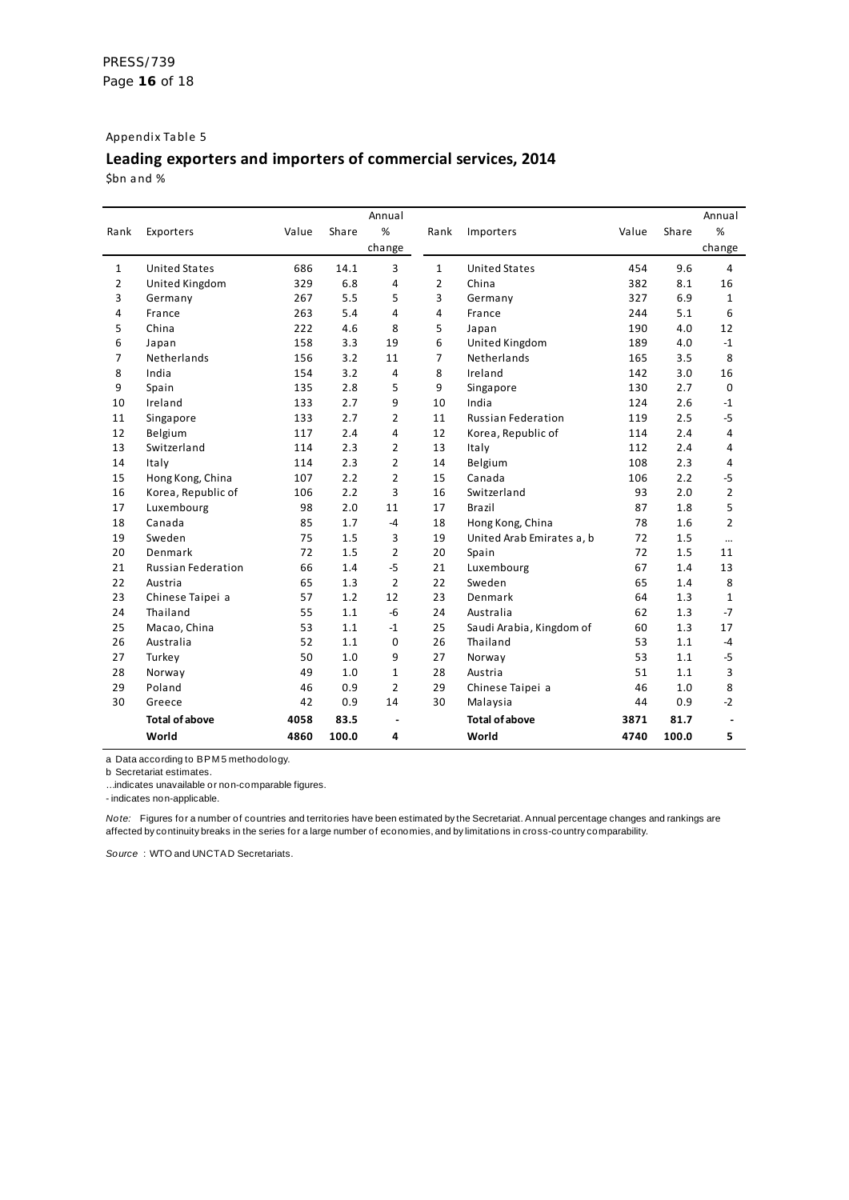Appendix Table 5

## Leading exporters and importers of commercial services, 2014

$bn and %

| Rank | Exporters | Value | Share | Annual % change | Rank | Importers | Value | Share | Annual % change |
|---|---|---|---|---|---|---|---|---|---|
| 1 | United States | 686 | 14.1 | 3 | 1 | United States | 454 | 9.6 | 4 |
| 2 | United Kingdom | 329 | 6.8 | 4 | 2 | China | 382 | 8.1 | 16 |
| 3 | Germany | 267 | 5.5 | 5 | 3 | Germany | 327 | 6.9 | 1 |
| 4 | France | 263 | 5.4 | 4 | 4 | France | 244 | 5.1 | 6 |
| 5 | China | 222 | 4.6 | 8 | 5 | Japan | 190 | 4.0 | 12 |
| 6 | Japan | 158 | 3.3 | 19 | 6 | United Kingdom | 189 | 4.0 | -1 |
| 7 | Netherlands | 156 | 3.2 | 11 | 7 | Netherlands | 165 | 3.5 | 8 |
| 8 | India | 154 | 3.2 | 4 | 8 | Ireland | 142 | 3.0 | 16 |
| 9 | Spain | 135 | 2.8 | 5 | 9 | Singapore | 130 | 2.7 | 0 |
| 10 | Ireland | 133 | 2.7 | 9 | 10 | India | 124 | 2.6 | -1 |
| 11 | Singapore | 133 | 2.7 | 2 | 11 | Russian Federation | 119 | 2.5 | -5 |
| 12 | Belgium | 117 | 2.4 | 4 | 12 | Korea, Republic of | 114 | 2.4 | 4 |
| 13 | Switzerland | 114 | 2.3 | 2 | 13 | Italy | 112 | 2.4 | 4 |
| 14 | Italy | 114 | 2.3 | 2 | 14 | Belgium | 108 | 2.3 | 4 |
| 15 | Hong Kong, China | 107 | 2.2 | 2 | 15 | Canada | 106 | 2.2 | -5 |
| 16 | Korea, Republic of | 106 | 2.2 | 3 | 16 | Switzerland | 93 | 2.0 | 2 |
| 17 | Luxembourg | 98 | 2.0 | 11 | 17 | Brazil | 87 | 1.8 | 5 |
| 18 | Canada | 85 | 1.7 | -4 | 18 | Hong Kong, China | 78 | 1.6 | 2 |
| 19 | Sweden | 75 | 1.5 | 3 | 19 | United Arab Emirates a, b | 72 | 1.5 | ... |
| 20 | Denmark | 72 | 1.5 | 2 | 20 | Spain | 72 | 1.5 | 11 |
| 21 | Russian Federation | 66 | 1.4 | -5 | 21 | Luxembourg | 67 | 1.4 | 13 |
| 22 | Austria | 65 | 1.3 | 2 | 22 | Sweden | 65 | 1.4 | 8 |
| 23 | Chinese Taipei a | 57 | 1.2 | 12 | 23 | Denmark | 64 | 1.3 | 1 |
| 24 | Thailand | 55 | 1.1 | -6 | 24 | Australia | 62 | 1.3 | -7 |
| 25 | Macao, China | 53 | 1.1 | -1 | 25 | Saudi Arabia, Kingdom of | 60 | 1.3 | 17 |
| 26 | Australia | 52 | 1.1 | 0 | 26 | Thailand | 53 | 1.1 | -4 |
| 27 | Turkey | 50 | 1.0 | 9 | 27 | Norway | 53 | 1.1 | -5 |
| 28 | Norway | 49 | 1.0 | 1 | 28 | Austria | 51 | 1.1 | 3 |
| 29 | Poland | 46 | 0.9 | 2 | 29 | Chinese Taipei a | 46 | 1.0 | 8 |
| 30 | Greece | 42 | 0.9 | 14 | 30 | Malaysia | 44 | 0.9 | -2 |
| | **Total of above** | **4058** | **83.5** | **-** | | **Total of above** | **3871** | **81.7** | **-** |
| | **World** | **4860** | **100.0** | **4** | | **World** | **4740** | **100.0** | **5** |

a Data according to BPM5 methodology.

b Secretariat estimates.

...indicates unavailable or non-comparable figures.

- indicates non-applicable.

*Note:* Figures for a number of countries and territories have been estimated by the Secretariat. Annual percentage changes and rankings are affected by continuity breaks in the series for a large number of economies, and by limitations in cross-country comparability.

*Source* : WTO and UNCTAD Secretariats.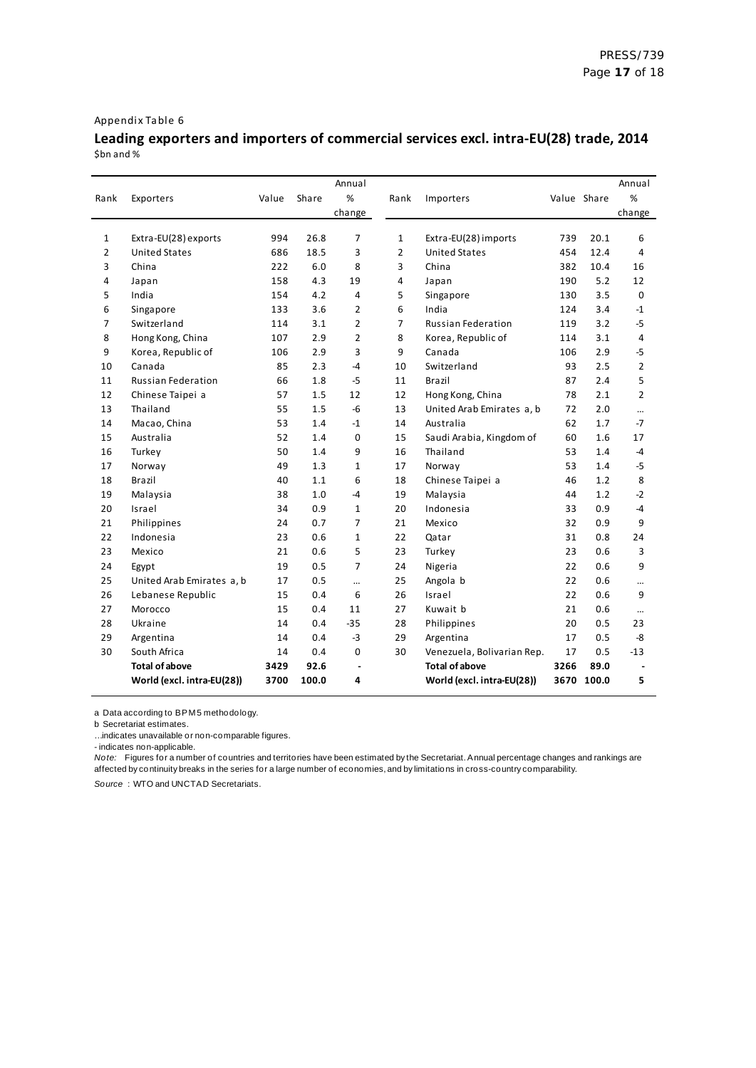Appendix Table 6

## Leading exporters and importers of commercial services excl. intra-EU(28) trade, 2014

$bn and %

| Rank | Exporters | Value | Share | Annual % change | Rank | Importers | Value | Share | Annual % change |
|---|---|---|---|---|---|---|---|---|---|
| 1 | Extra-EU(28) exports | 994 | 26.8 | 7 | 1 | Extra-EU(28) imports | 739 | 20.1 | 6 |
| 2 | United States | 686 | 18.5 | 3 | 2 | United States | 454 | 12.4 | 4 |
| 3 | China | 222 | 6.0 | 8 | 3 | China | 382 | 10.4 | 16 |
| 4 | Japan | 158 | 4.3 | 19 | 4 | Japan | 190 | 5.2 | 12 |
| 5 | India | 154 | 4.2 | 4 | 5 | Singapore | 130 | 3.5 | 0 |
| 6 | Singapore | 133 | 3.6 | 2 | 6 | India | 124 | 3.4 | -1 |
| 7 | Switzerland | 114 | 3.1 | 2 | 7 | Russian Federation | 119 | 3.2 | -5 |
| 8 | Hong Kong, China | 107 | 2.9 | 2 | 8 | Korea, Republic of | 114 | 3.1 | 4 |
| 9 | Korea, Republic of | 106 | 2.9 | 3 | 9 | Canada | 106 | 2.9 | -5 |
| 10 | Canada | 85 | 2.3 | -4 | 10 | Switzerland | 93 | 2.5 | 2 |
| 11 | Russian Federation | 66 | 1.8 | -5 | 11 | Brazil | 87 | 2.4 | 5 |
| 12 | Chinese Taipei a | 57 | 1.5 | 12 | 12 | Hong Kong, China | 78 | 2.1 | 2 |
| 13 | Thailand | 55 | 1.5 | -6 | 13 | United Arab Emirates a, b | 72 | 2.0 | ... |
| 14 | Macao, China | 53 | 1.4 | -1 | 14 | Australia | 62 | 1.7 | -7 |
| 15 | Australia | 52 | 1.4 | 0 | 15 | Saudi Arabia, Kingdom of | 60 | 1.6 | 17 |
| 16 | Turkey | 50 | 1.4 | 9 | 16 | Thailand | 53 | 1.4 | -4 |
| 17 | Norway | 49 | 1.3 | 1 | 17 | Norway | 53 | 1.4 | -5 |
| 18 | Brazil | 40 | 1.1 | 6 | 18 | Chinese Taipei a | 46 | 1.2 | 8 |
| 19 | Malaysia | 38 | 1.0 | -4 | 19 | Malaysia | 44 | 1.2 | -2 |
| 20 | Israel | 34 | 0.9 | 1 | 20 | Indonesia | 33 | 0.9 | -4 |
| 21 | Philippines | 24 | 0.7 | 7 | 21 | Mexico | 32 | 0.9 | 9 |
| 22 | Indonesia | 23 | 0.6 | 1 | 22 | Qatar | 31 | 0.8 | 24 |
| 23 | Mexico | 21 | 0.6 | 5 | 23 | Turkey | 23 | 0.6 | 3 |
| 24 | Egypt | 19 | 0.5 | 7 | 24 | Nigeria | 22 | 0.6 | 9 |
| 25 | United Arab Emirates a, b | 17 | 0.5 | ... | 25 | Angola b | 22 | 0.6 | ... |
| 26 | Lebanese Republic | 15 | 0.4 | 6 | 26 | Israel | 22 | 0.6 | 9 |
| 27 | Morocco | 15 | 0.4 | 11 | 27 | Kuwait b | 21 | 0.6 | ... |
| 28 | Ukraine | 14 | 0.4 | -35 | 28 | Philippines | 20 | 0.5 | 23 |
| 29 | Argentina | 14 | 0.4 | -3 | 29 | Argentina | 17 | 0.5 | -8 |
| 30 | South Africa | 14 | 0.4 | 0 | 30 | Venezuela, Bolivarian Rep. | 17 | 0.5 | -13 |
| | **Total of above** | **3429** | **92.6** | **-** | | **Total of above** | **3266** | **89.0** | **-** |
| | **World (excl. intra-EU(28))** | **3700** | **100.0** | **4** | | **World (excl. intra-EU(28))** | **3670** | **100.0** | **5** |

a Data according to BPM5 methodology.

b Secretariat estimates.

...indicates unavailable or non-comparable figures.

- indicates non-applicable.

*Note:* Figures for a number of countries and territories have been estimated by the Secretariat. Annual percentage changes and rankings are affected by continuity breaks in the series for a large number of economies, and by limitations in cross-country comparability.

*Source* : WTO and UNCTAD Secretariats.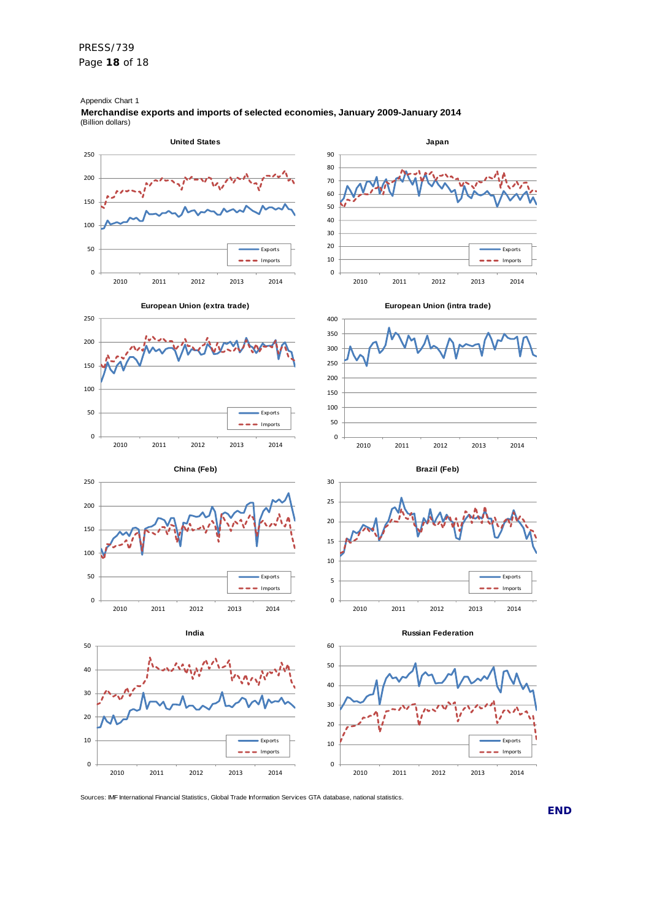Appendix Chart 1

**Merchandise exports and imports of selected economies, January 2009-January 2014**
(Billion dollars)

**United States**

250
200
150
100
50
0
2010 2011 2012 2013 2014
Exports
Imports

**Japan**

90
80
70
60
50
40
30
20
10
0
2010 2011 2012 2013 2014
Exports
Imports

**European Union (extra trade)**

250
200
150
100
50
0
2010 2011 2012 2013 2014
Exports
Imports

**European Union (intra trade)**

400
350
300
250
200
150
100
50
0
2010 2011 2012 2013 2014

**China (Feb)**

250
200
150
100
50
0
2010 2011 2012 2013 2014
Exports
Imports

**Brazil (Feb)**

30
25
20
15
10
5
0
2010 2011 2012 2013 2014
Exports
Imports

**India**

50
40
30
20
10
0
2010 2011 2012 2013 2014
Exports
Imports

**Russian Federation**

60
50
40
30
20
10
0
2010 2011 2012 2013 2014
Exports
Imports

Sources: IMF International Financial Statistics, Global Trade Information Services GTA database, national statistics.

**END**